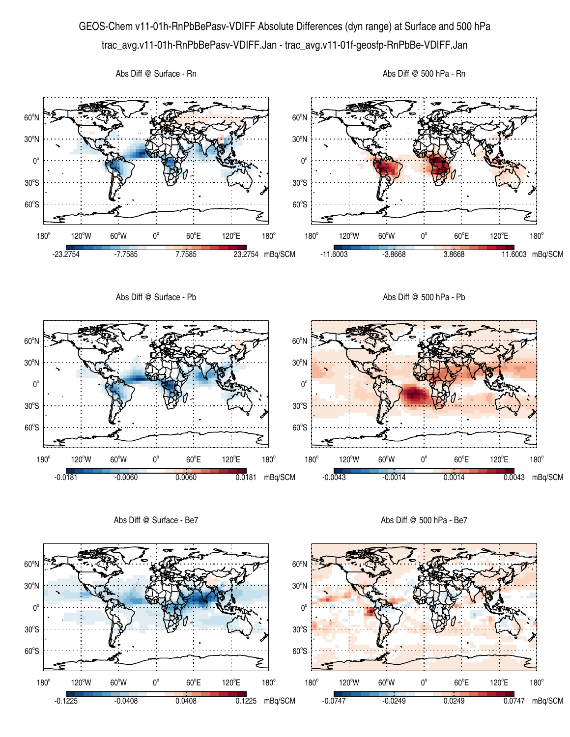# GEOS-Chem v11-01h-RnPbBePasv-VDIFF Absolute Differences (dyn range) at Surface and 500 hPa

trac_avg.v11-01h-RnPbBePasv-VDIFF.Jan - trac_avg.v11-01f-geosfp-RnPbBe-VDIFF.Jan

Abs Diff @ Surface - Rn

-23.2754 | -7.7585 | 7.7585 | 23.2754 mBq/SCM

Abs Diff @ 500 hPa - Rn

-11.6003 | -3.8668 | 3.8668 | 11.6003 mBq/SCM

Abs Diff @ Surface - Pb

-0.0181 | -0.0060 | 0.0060 | 0.0181 mBq/SCM

Abs Diff @ 500 hPa - Pb

-0.0043 | -0.0014 | 0.0014 | 0.0043 mBq/SCM

Abs Diff @ Surface - Be7

-0.1225 | -0.0408 | 0.0408 | 0.1225 mBq/SCM

Abs Diff @ 500 hPa - Be7

-0.0747 | -0.0249 | 0.0249 | 0.0747 mBq/SCM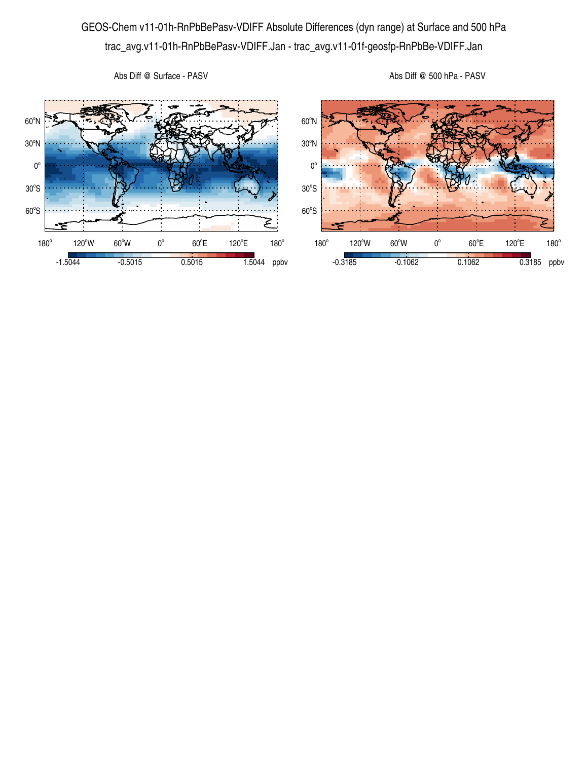GEOS-Chem v11-01h-RnPbBePasv-VDIFF Absolute Differences (dyn range) at Surface and 500 hPa

trac_avg.v11-01h-RnPbBePasv-VDIFF.Jan - trac_avg.v11-01f-geosfp-RnPbBe-VDIFF.Jan

Abs Diff @ Surface - PASV

60°N
30°N
0°
30°S
60°S

180° 120°W 60°W 0° 60°E 120°E 180°

-1.5044 -0.5015 0.5015 1.5044 ppbv

Abs Diff @ 500 hPa - PASV

60°N
30°N
0°
30°S
60°S

180° 120°W 60°W 0° 60°E 120°E 180°

-0.3185 -0.1062 0.1062 0.3185 ppbv